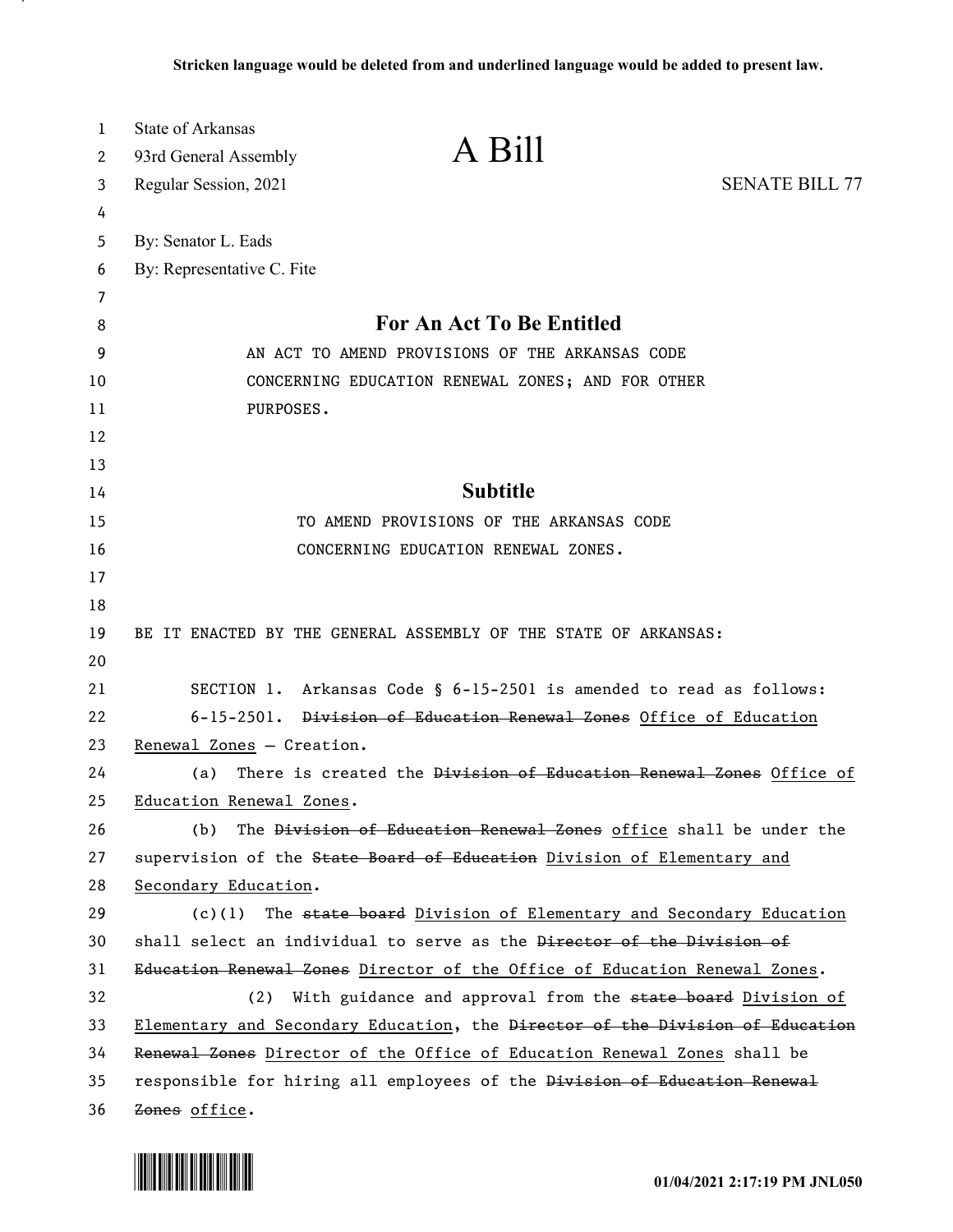Stricken language would be deleted from and underlined language would be added to present law.

State of Arkansas
93rd General Assembly
Regular Session, 2021

# A Bill

SENATE BILL 77

By: Senator L. Eads
By: Representative C. Fite

## For An Act To Be Entitled

AN ACT TO AMEND PROVISIONS OF THE ARKANSAS CODE CONCERNING EDUCATION RENEWAL ZONES; AND FOR OTHER PURPOSES.

## Subtitle

TO AMEND PROVISIONS OF THE ARKANSAS CODE CONCERNING EDUCATION RENEWAL ZONES.

BE IT ENACTED BY THE GENERAL ASSEMBLY OF THE STATE OF ARKANSAS:

SECTION 1. Arkansas Code § 6-15-2501 is amended to read as follows:

6-15-2501. ~~Division of Education Renewal Zones~~ <u>Office of Education Renewal Zones</u> — Creation.

(a) There is created the ~~Division of Education Renewal Zones~~ <u>Office of Education Renewal Zones</u>.

(b) The ~~Division of Education Renewal Zones~~ <u>office</u> shall be under the supervision of the ~~State Board of Education~~ <u>Division of Elementary and Secondary Education</u>.

(c)(1) The ~~state board~~ <u>Division of Elementary and Secondary Education</u> shall select an individual to serve as the ~~Director of the Division of Education Renewal Zones~~ <u>Director of the Office of Education Renewal Zones</u>.

(2) With guidance and approval from the ~~state board~~ <u>Division of Elementary and Secondary Education</u>, the ~~Director of the Division of Education Renewal Zones~~ <u>Director of the Office of Education Renewal Zones</u> shall be responsible for hiring all employees of the ~~Division of Education Renewal Zones~~ <u>office</u>.

01/04/2021 2:17:19 PM JNL050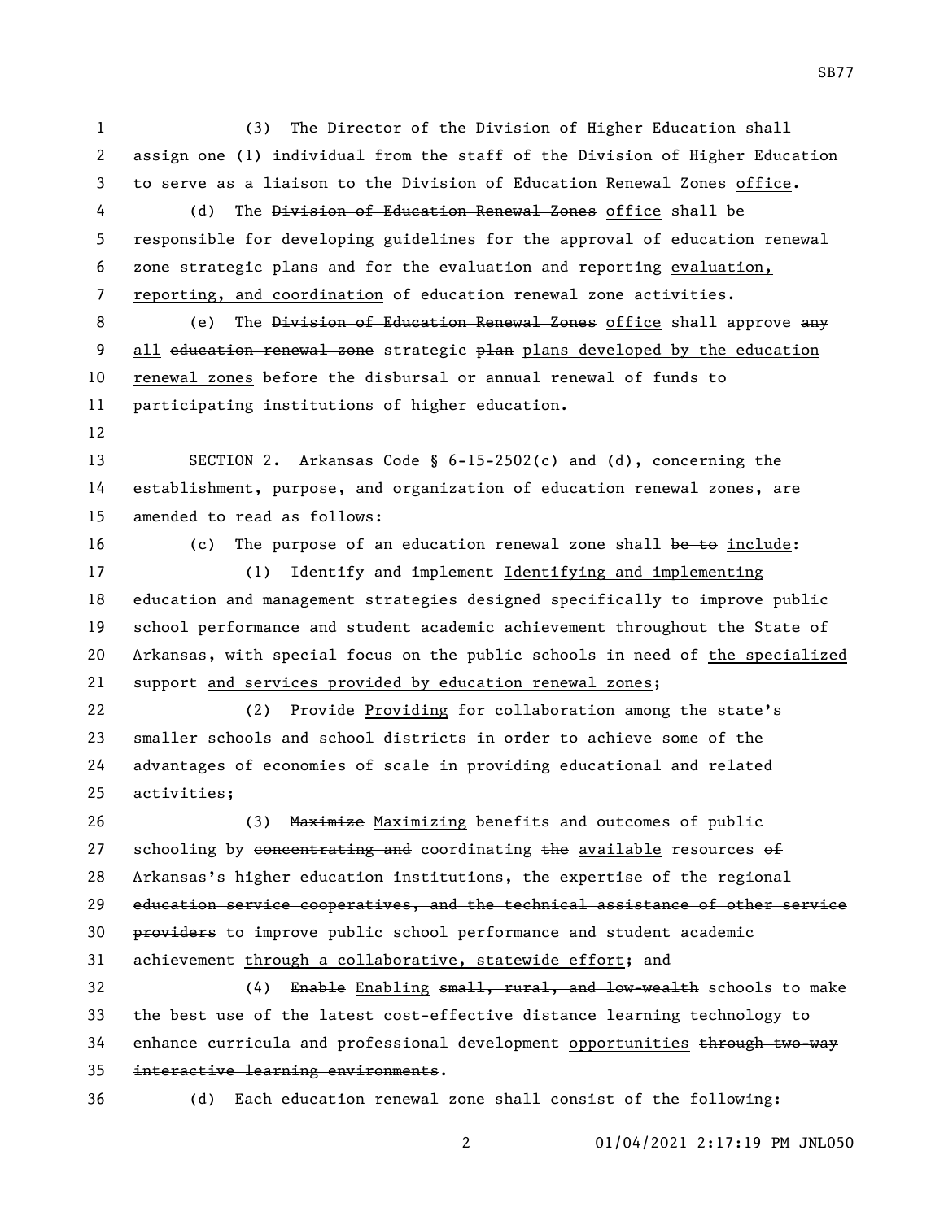(3) The Director of the Division of Higher Education shall assign one (1) individual from the staff of the Division of Higher Education to serve as a liaison to the ~~Division of Education Renewal Zones~~ <u>office</u>.

(d) The ~~Division of Education Renewal Zones~~ <u>office</u> shall be responsible for developing guidelines for the approval of education renewal zone strategic plans and for the ~~evaluation and reporting~~ <u>evaluation, reporting, and coordination</u> of education renewal zone activities.

(e) The ~~Division of Education Renewal Zones~~ <u>office</u> shall approve ~~any~~ <u>all</u> ~~education renewal zone~~ strategic ~~plan~~ <u>plans developed by the education renewal zones</u> before the disbursal or annual renewal of funds to participating institutions of higher education.

SECTION 2. Arkansas Code § 6-15-2502(c) and (d), concerning the establishment, purpose, and organization of education renewal zones, are amended to read as follows:

(c) The purpose of an education renewal zone shall ~~be to~~ <u>include</u>:

(1) ~~Identify and implement~~ <u>Identifying and implementing</u> education and management strategies designed specifically to improve public school performance and student academic achievement throughout the State of Arkansas, with special focus on the public schools in need of <u>the specialized</u> support <u>and services provided by education renewal zones</u>;

(2) ~~Provide~~ <u>Providing</u> for collaboration among the state's smaller schools and school districts in order to achieve some of the advantages of economies of scale in providing educational and related activities;

(3) ~~Maximize~~ <u>Maximizing</u> benefits and outcomes of public schooling by ~~concentrating and~~ coordinating ~~the~~ <u>available</u> resources ~~of Arkansas's higher education institutions, the expertise of the regional education service cooperatives, and the technical assistance of other service providers~~ to improve public school performance and student academic achievement <u>through a collaborative, statewide effort</u>; and

(4) ~~Enable~~ <u>Enabling</u> ~~small, rural, and low-wealth~~ schools to make the best use of the latest cost-effective distance learning technology to enhance curricula and professional development <u>opportunities</u> ~~through two-way interactive learning environments~~.

(d) Each education renewal zone shall consist of the following: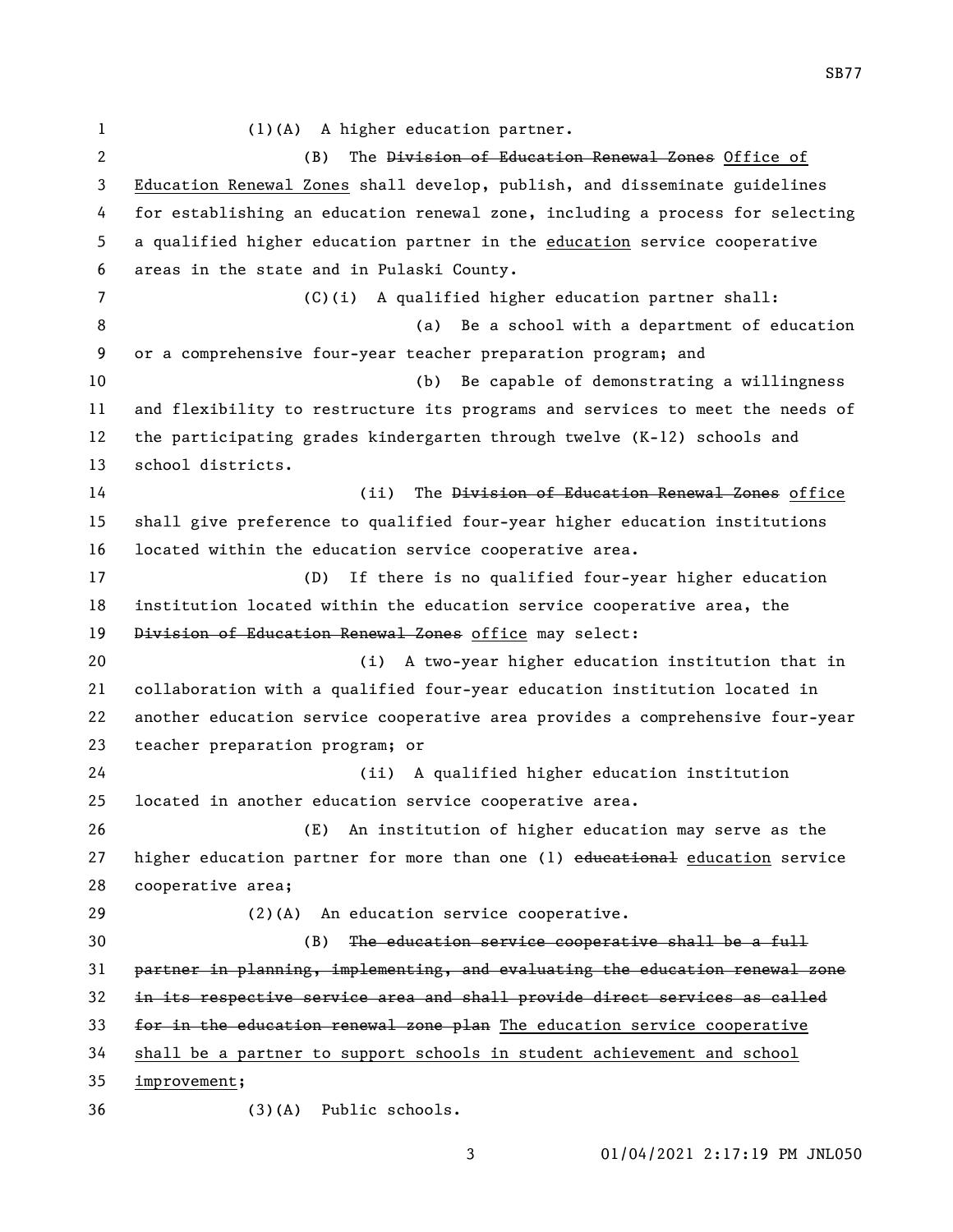(1)(A) A higher education partner.

(B) The ~~Division of Education Renewal Zones~~ Office of Education Renewal Zones shall develop, publish, and disseminate guidelines for establishing an education renewal zone, including a process for selecting a qualified higher education partner in the education service cooperative areas in the state and in Pulaski County.

(C)(i) A qualified higher education partner shall:

(a) Be a school with a department of education or a comprehensive four-year teacher preparation program; and

(b) Be capable of demonstrating a willingness and flexibility to restructure its programs and services to meet the needs of the participating grades kindergarten through twelve (K-12) schools and school districts.

(ii) The ~~Division of Education Renewal Zones~~ office shall give preference to qualified four-year higher education institutions located within the education service cooperative area.

(D) If there is no qualified four-year higher education institution located within the education service cooperative area, the ~~Division of Education Renewal Zones~~ office may select:

(i) A two-year higher education institution that in collaboration with a qualified four-year education institution located in another education service cooperative area provides a comprehensive four-year teacher preparation program; or

(ii) A qualified higher education institution located in another education service cooperative area.

(E) An institution of higher education may serve as the higher education partner for more than one (1) ~~educational~~ education service cooperative area;

(2)(A) An education service cooperative.

(B) ~~The education service cooperative shall be a full partner in planning, implementing, and evaluating the education renewal zone in its respective service area and shall provide direct services as called for in the education renewal zone plan~~ The education service cooperative shall be a partner to support schools in student achievement and school improvement;

(3)(A) Public schools.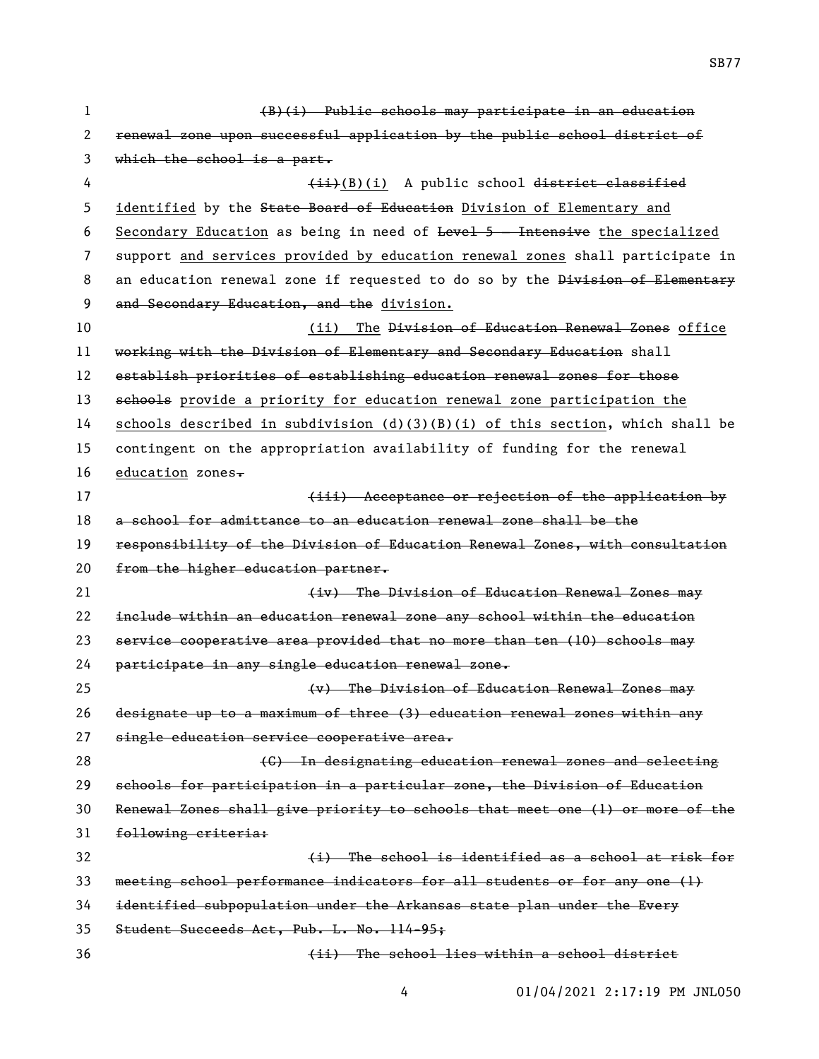~~(B)(i) Public schools may participate in an education renewal zone upon successful application by the public school district of which the school is a part.~~

~~(ii)~~(B)(i) A public school ~~district classified~~ identified by the ~~State Board of Education~~ Division of Elementary and Secondary Education as being in need of ~~Level 5 — Intensive~~ the specialized support and services provided by education renewal zones shall participate in an education renewal zone if requested to do so by the ~~Division of Elementary and Secondary Education, and the~~ division.

(ii) The ~~Division of Education Renewal Zones~~ office ~~working with the Division of Elementary and Secondary Education~~ shall ~~establish priorities of establishing education renewal zones for those schools~~ provide a priority for education renewal zone participation the schools described in subdivision (d)(3)(B)(i) of this section, which shall be contingent on the appropriation availability of funding for the renewal education zones~~.~~

~~(iii) Acceptance or rejection of the application by a school for admittance to an education renewal zone shall be the responsibility of the Division of Education Renewal Zones, with consultation from the higher education partner.~~

~~(iv) The Division of Education Renewal Zones may include within an education renewal zone any school within the education service cooperative area provided that no more than ten (10) schools may participate in any single education renewal zone.~~

~~(v) The Division of Education Renewal Zones may designate up to a maximum of three (3) education renewal zones within any single education service cooperative area.~~

~~(C) In designating education renewal zones and selecting schools for participation in a particular zone, the Division of Education Renewal Zones shall give priority to schools that meet one (1) or more of the following criteria:~~

~~(i) The school is identified as a school at risk for meeting school performance indicators for all students or for any one (1) identified subpopulation under the Arkansas state plan under the Every Student Succeeds Act, Pub. L. No. 114-95;~~

~~(ii) The school lies within a school district~~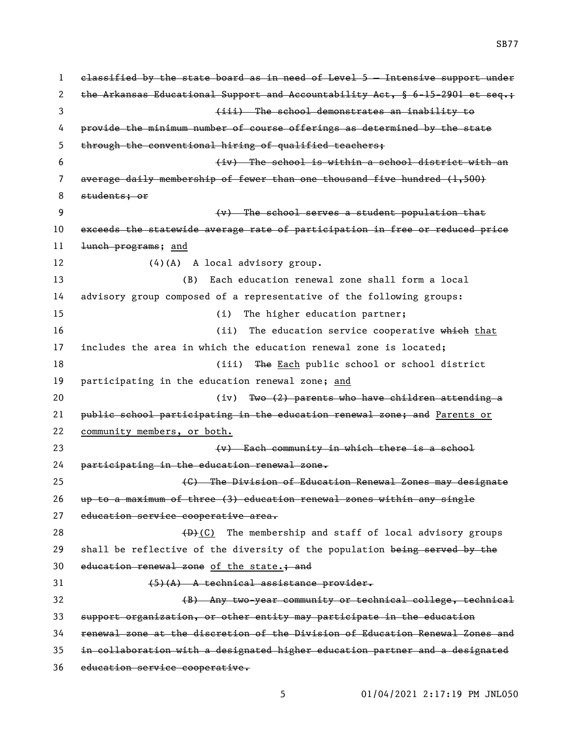~~classified by the state board as in need of Level 5 — Intensive support under the Arkansas Educational Support and Accountability Act, § 6-15-2901 et seq.;~~

~~(iii) The school demonstrates an inability to provide the minimum number of course offerings as determined by the state through the conventional hiring of qualified teachers;~~

~~(iv) The school is within a school district with an average daily membership of fewer than one thousand five hundred (1,500) students; or~~

~~(v) The school serves a student population that exceeds the statewide average rate of participation in free or reduced price lunch programs~~; and

(4)(A) A local advisory group.

(B) Each education renewal zone shall form a local advisory group composed of a representative of the following groups:

(i) The higher education partner;

(ii) The education service cooperative ~~which~~ that includes the area in which the education renewal zone is located;

(iii) ~~The~~ Each public school or school district participating in the education renewal zone; and

(iv) ~~Two (2) parents who have children attending a public school participating in the education renewal zone; and~~ Parents or community members, or both.

~~(v) Each community in which there is a school participating in the education renewal zone.~~

~~(C) The Division of Education Renewal Zones may designate up to a maximum of three (3) education renewal zones within any single education service cooperative area.~~

~~(D)~~(C) The membership and staff of local advisory groups shall be reflective of the diversity of the population ~~being served by the education renewal zone~~ of the state.~~; and~~

~~(5)(A) A technical assistance provider.~~

~~(B) Any two-year community or technical college, technical support organization, or other entity may participate in the education renewal zone at the discretion of the Division of Education Renewal Zones and in collaboration with a designated higher education partner and a designated education service cooperative.~~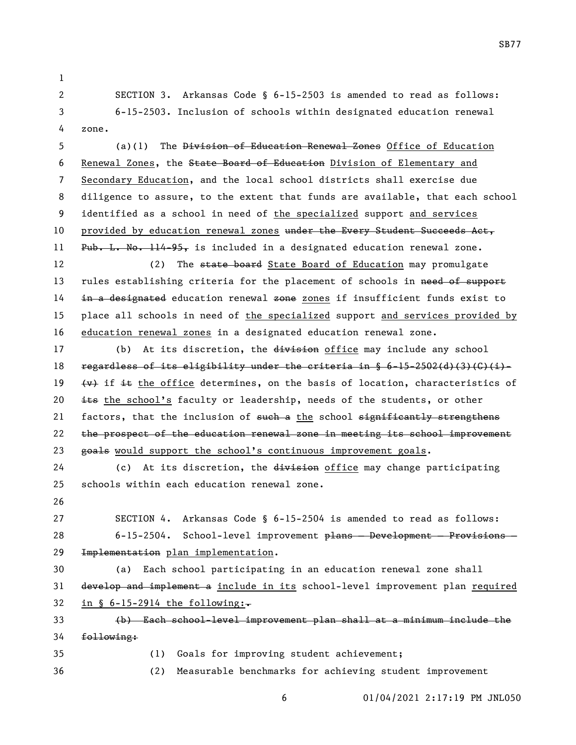SECTION 3. Arkansas Code § 6-15-2503 is amended to read as follows:

6-15-2503. Inclusion of schools within designated education renewal zone.

(a)(1) The ~~Division of Education Renewal Zones~~ Office of Education Renewal Zones, the ~~State Board of Education~~ Division of Elementary and Secondary Education, and the local school districts shall exercise due diligence to assure, to the extent that funds are available, that each school identified as a school in need of the specialized support and services provided by education renewal zones ~~under the Every Student Succeeds Act, Pub. L. No. 114-95,~~ is included in a designated education renewal zone.

(2) The ~~state board~~ State Board of Education may promulgate rules establishing criteria for the placement of schools in ~~need of support in a designated~~ education renewal ~~zone~~ zones if insufficient funds exist to place all schools in need of the specialized support and services provided by education renewal zones in a designated education renewal zone.

(b) At its discretion, the ~~division~~ office may include any school ~~regardless of its eligibility under the criteria in § 6-15-2502(d)(3)(C)(i)-(v)~~ if ~~it~~ the office determines, on the basis of location, characteristics of ~~its~~ the school's faculty or leadership, needs of the students, or other factors, that the inclusion of ~~such a~~ the school ~~significantly strengthens the prospect of the education renewal zone in meeting its school improvement goals~~ would support the school's continuous improvement goals.

(c) At its discretion, the ~~division~~ office may change participating schools within each education renewal zone.

SECTION 4. Arkansas Code § 6-15-2504 is amended to read as follows:

6-15-2504. School-level improvement ~~plans — Development — Provisions — Implementation~~ plan implementation.

(a) Each school participating in an education renewal zone shall ~~develop and implement a~~ include in its school-level improvement plan required in § 6-15-2914 the following:~~.~~

~~(b) Each school-level improvement plan shall at a minimum include the following:~~

(1) Goals for improving student achievement;

(2) Measurable benchmarks for achieving student improvement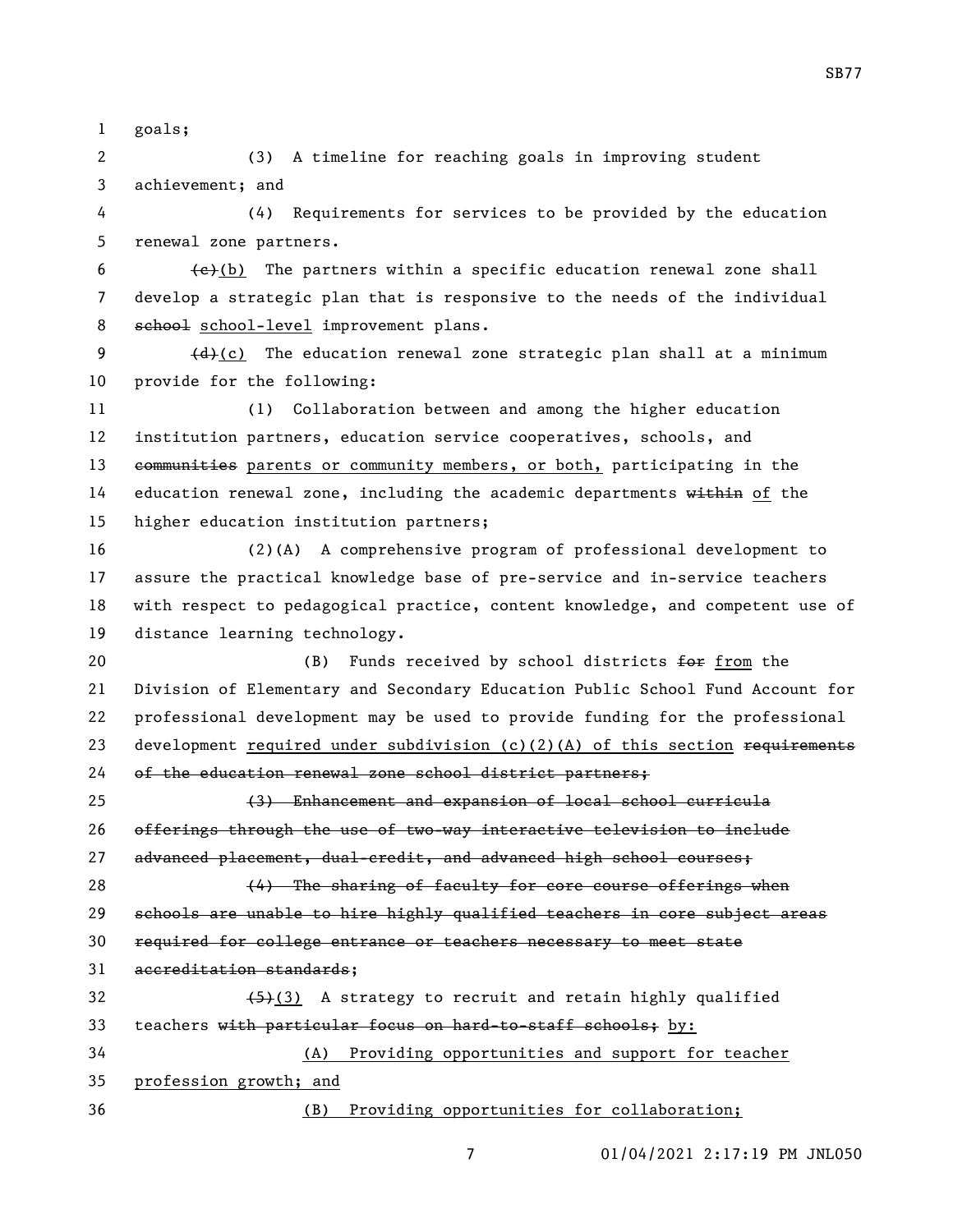goals;

(3) A timeline for reaching goals in improving student achievement; and

(4) Requirements for services to be provided by the education renewal zone partners.

~~(c)~~(b) The partners within a specific education renewal zone shall develop a strategic plan that is responsive to the needs of the individual ~~school~~ school-level improvement plans.

~~(d)~~(c) The education renewal zone strategic plan shall at a minimum provide for the following:

(1) Collaboration between and among the higher education institution partners, education service cooperatives, schools, and ~~communities~~ parents or community members, or both, participating in the education renewal zone, including the academic departments ~~within~~ of the higher education institution partners;

(2)(A) A comprehensive program of professional development to assure the practical knowledge base of pre-service and in-service teachers with respect to pedagogical practice, content knowledge, and competent use of distance learning technology.

(B) Funds received by school districts ~~for~~ from the Division of Elementary and Secondary Education Public School Fund Account for professional development may be used to provide funding for the professional development required under subdivision (c)(2)(A) of this section ~~requirements of the education renewal zone school district partners;~~

~~(3) Enhancement and expansion of local school curricula offerings through the use of two-way interactive television to include advanced placement, dual-credit, and advanced high school courses;~~

~~(4) The sharing of faculty for core course offerings when schools are unable to hire highly qualified teachers in core subject areas required for college entrance or teachers necessary to meet state accreditation standards;~~

~~(5)~~(3) A strategy to recruit and retain highly qualified teachers ~~with particular focus on hard-to-staff schools;~~ by:

(A) Providing opportunities and support for teacher profession growth; and

(B) Providing opportunities for collaboration;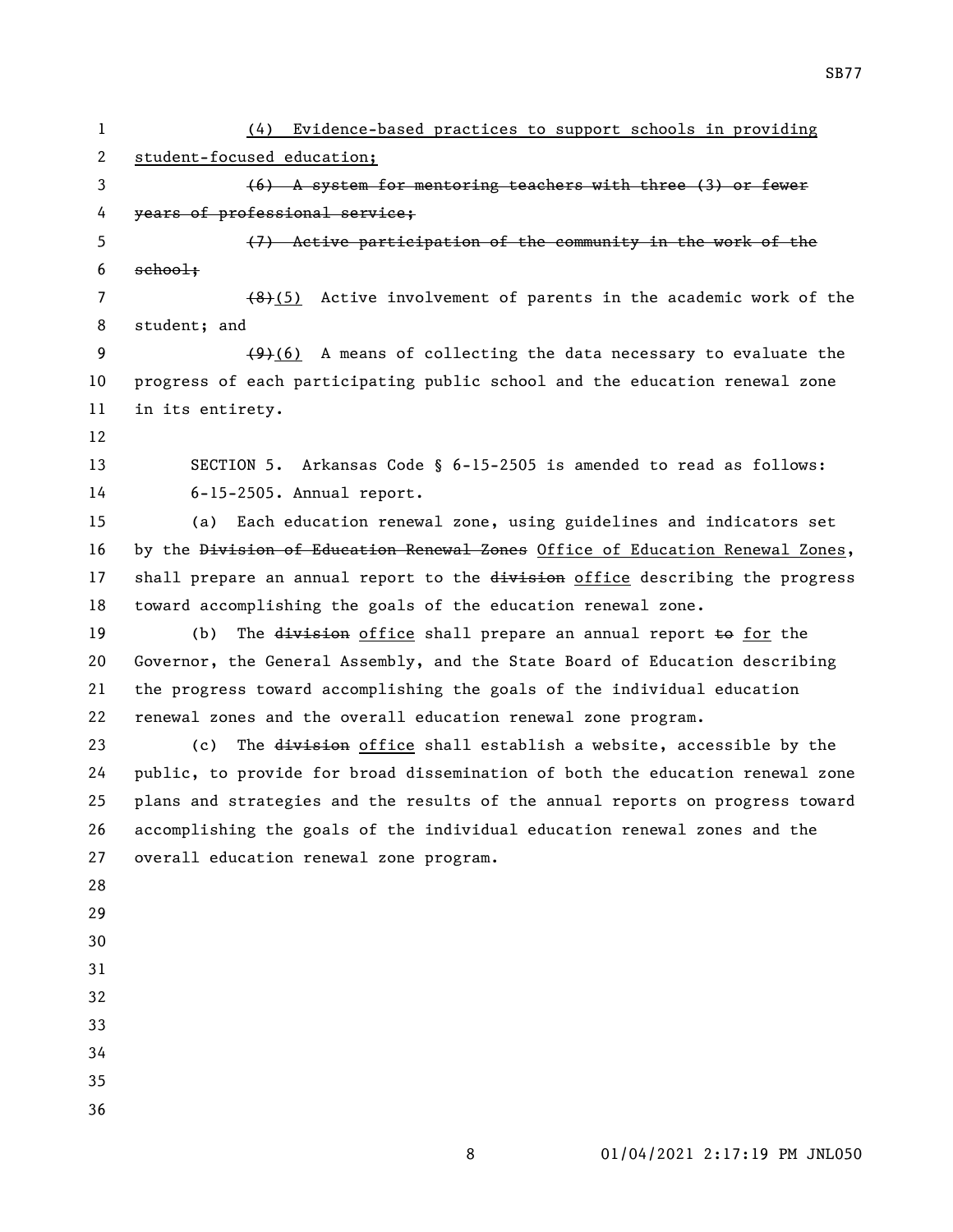(4) Evidence-based practices to support schools in providing student-focused education;

~~(6) A system for mentoring teachers with three (3) or fewer years of professional service;~~

~~(7) Active participation of the community in the work of the school;~~

~~(8)~~(5) Active involvement of parents in the academic work of the student; and

~~(9)~~(6) A means of collecting the data necessary to evaluate the progress of each participating public school and the education renewal zone in its entirety.

SECTION 5. Arkansas Code § 6-15-2505 is amended to read as follows:

6-15-2505. Annual report.

(a) Each education renewal zone, using guidelines and indicators set by the ~~Division of Education Renewal Zones~~ Office of Education Renewal Zones, shall prepare an annual report to the ~~division~~ office describing the progress toward accomplishing the goals of the education renewal zone.

(b) The ~~division~~ office shall prepare an annual report ~~to~~ for the Governor, the General Assembly, and the State Board of Education describing the progress toward accomplishing the goals of the individual education renewal zones and the overall education renewal zone program.

(c) The ~~division~~ office shall establish a website, accessible by the public, to provide for broad dissemination of both the education renewal zone plans and strategies and the results of the annual reports on progress toward accomplishing the goals of the individual education renewal zones and the overall education renewal zone program.